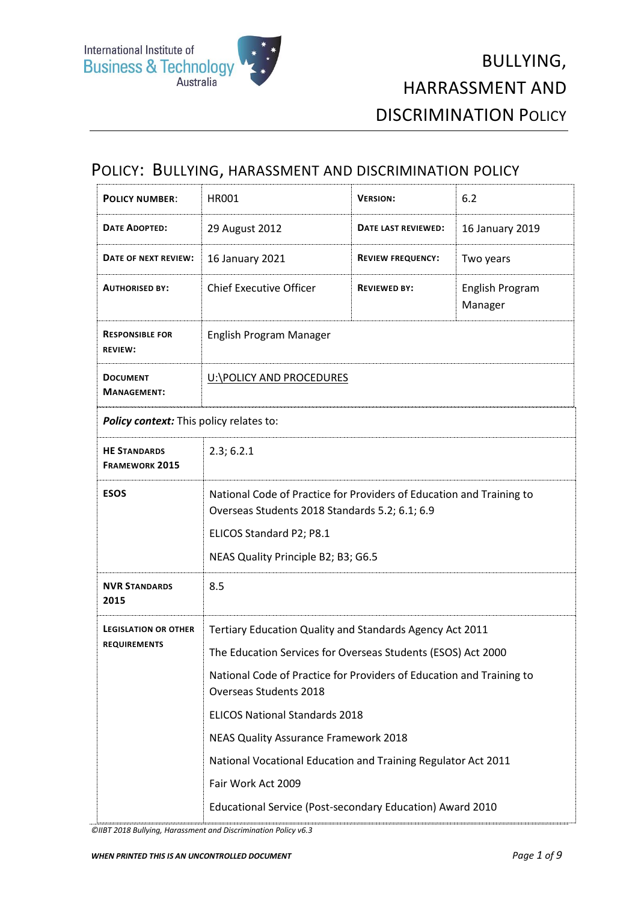# Bullying, Harrassment and Discrimination Policy

## Policy: Bullying, Harassment and Discrimination Policy

| **Policy Number:** | HR001 | **Version:** | 6.2 |
|---|---|---|---|
| **Date Adopted:** | 29 August 2012 | **Date Last Reviewed:** | 16 January 2019 |
| **Date of Next Review:** | 16 January 2021 | **Review Frequency:** | Two years |
| **Authorised by:** | Chief Executive Officer | **Reviewed by:** | English Program Manager |
| **Responsible for Review:** | English Program Manager | | |
| **Document Management:** | U:\POLICY AND PROCEDURES | | |

***Policy context:*** This policy relates to:

| | |
|---|---|
| **HE Standards Framework 2015** | 2.3; 6.2.1 |
| **ESOS** | National Code of Practice for Providers of Education and Training to Overseas Students 2018 Standards 5.2; 6.1; 6.9<br>ELICOS Standard P2; P8.1<br>NEAS Quality Principle B2; B3; G6.5 |
| **NVR Standards 2015** | 8.5 |
| **Legislation or other requirements** | Tertiary Education Quality and Standards Agency Act 2011<br>The Education Services for Overseas Students (ESOS) Act 2000<br>National Code of Practice for Providers of Education and Training to Overseas Students 2018<br>ELICOS National Standards 2018<br>NEAS Quality Assurance Framework 2018<br>National Vocational Education and Training Regulator Act 2011<br>Fair Work Act 2009<br>Educational Service (Post-secondary Education) Award 2010 |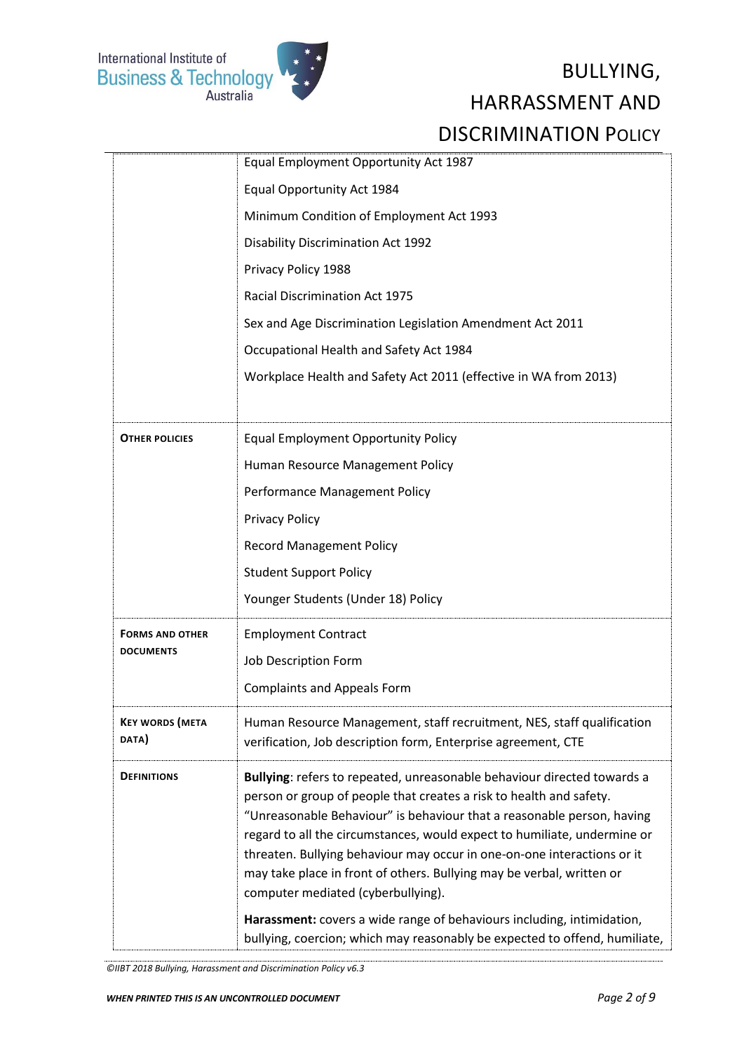| | |
|---|---|
| | Equal Employment Opportunity Act 1987<br>Equal Opportunity Act 1984<br>Minimum Condition of Employment Act 1993<br>Disability Discrimination Act 1992<br>Privacy Policy 1988<br>Racial Discrimination Act 1975<br>Sex and Age Discrimination Legislation Amendment Act 2011<br>Occupational Health and Safety Act 1984<br>Workplace Health and Safety Act 2011 (effective in WA from 2013) |
| **OTHER POLICIES** | Equal Employment Opportunity Policy<br>Human Resource Management Policy<br>Performance Management Policy<br>Privacy Policy<br>Record Management Policy<br>Student Support Policy<br>Younger Students (Under 18) Policy |
| **FORMS AND OTHER DOCUMENTS** | Employment Contract<br>Job Description Form<br>Complaints and Appeals Form |
| **KEY WORDS (META DATA)** | Human Resource Management, staff recruitment, NES, staff qualification verification, Job description form, Enterprise agreement, CTE |
| **DEFINITIONS** | **Bullying**: refers to repeated, unreasonable behaviour directed towards a person or group of people that creates a risk to health and safety. "Unreasonable Behaviour" is behaviour that a reasonable person, having regard to all the circumstances, would expect to humiliate, undermine or threaten. Bullying behaviour may occur in one-on-one interactions or it may take place in front of others. Bullying may be verbal, written or computer mediated (cyberbullying).<br><br>**Harassment:** covers a wide range of behaviours including, intimidation, bullying, coercion; which may reasonably be expected to offend, humiliate, |

©IIBT 2018 Bullying, Harassment and Discrimination Policy v6.3

WHEN PRINTED THIS IS AN UNCONTROLLED DOCUMENT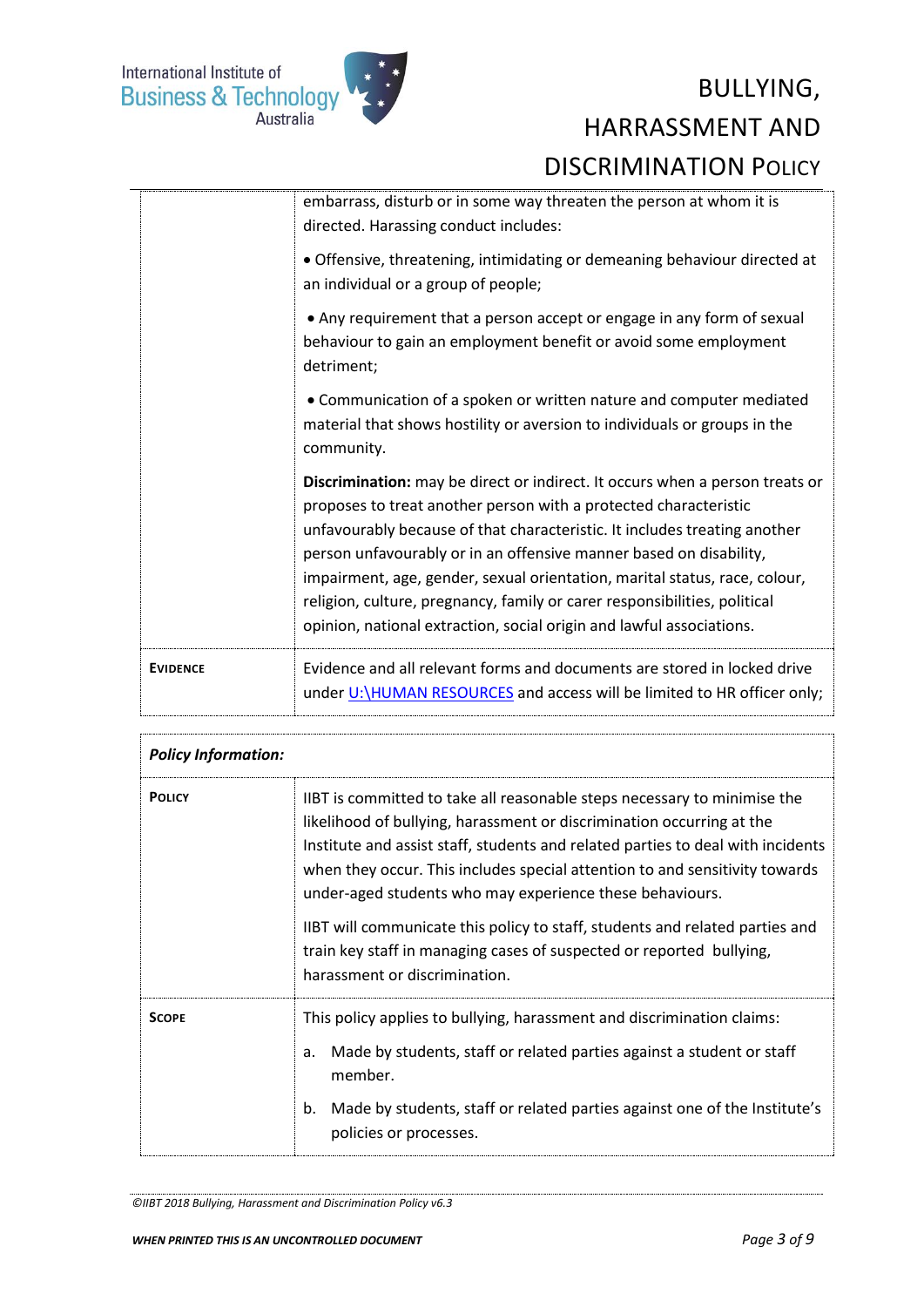| | |
|---|---|
| | embarrass, disturb or in some way threaten the person at whom it is directed. Harassing conduct includes:<br><br>• Offensive, threatening, intimidating or demeaning behaviour directed at an individual or a group of people;<br><br>• Any requirement that a person accept or engage in any form of sexual behaviour to gain an employment benefit or avoid some employment detriment;<br><br>• Communication of a spoken or written nature and computer mediated material that shows hostility or aversion to individuals or groups in the community.<br><br>**Discrimination:** may be direct or indirect. It occurs when a person treats or proposes to treat another person with a protected characteristic unfavourably because of that characteristic. It includes treating another person unfavourably or in an offensive manner based on disability, impairment, age, gender, sexual orientation, marital status, race, colour, religion, culture, pregnancy, family or carer responsibilities, political opinion, national extraction, social origin and lawful associations. |
| **EVIDENCE** | Evidence and all relevant forms and documents are stored in locked drive under U:\HUMAN RESOURCES and access will be limited to HR officer only; |

| ***Policy Information:*** | |
|---|---|
| **POLICY** | IIBT is committed to take all reasonable steps necessary to minimise the likelihood of bullying, harassment or discrimination occurring at the Institute and assist staff, students and related parties to deal with incidents when they occur. This includes special attention to and sensitivity towards under-aged students who may experience these behaviours.<br><br>IIBT will communicate this policy to staff, students and related parties and train key staff in managing cases of suspected or reported bullying, harassment or discrimination. |
| **SCOPE** | This policy applies to bullying, harassment and discrimination claims:<br><br>a. Made by students, staff or related parties against a student or staff member.<br><br>b. Made by students, staff or related parties against one of the Institute's policies or processes. |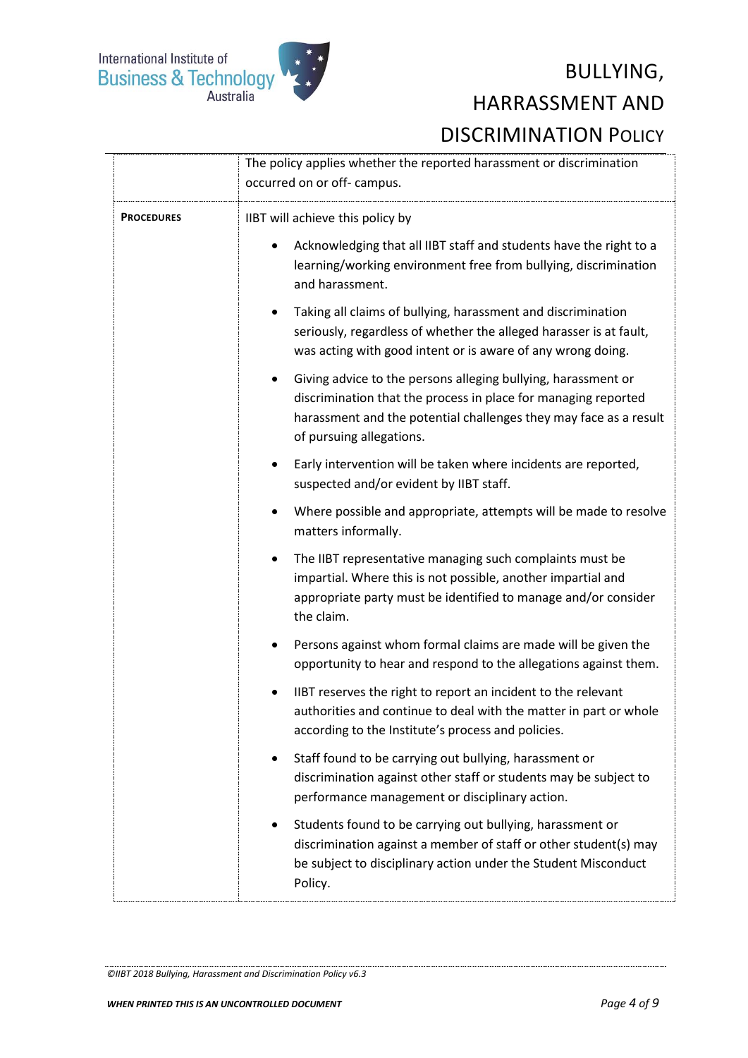| | |
|---|---|
| | The policy applies whether the reported harassment or discrimination occurred on or off- campus. |
| **PROCEDURES** | IIBT will achieve this policy by<br><br>• Acknowledging that all IIBT staff and students have the right to a learning/working environment free from bullying, discrimination and harassment.<br><br>• Taking all claims of bullying, harassment and discrimination seriously, regardless of whether the alleged harasser is at fault, was acting with good intent or is aware of any wrong doing.<br><br>• Giving advice to the persons alleging bullying, harassment or discrimination that the process in place for managing reported harassment and the potential challenges they may face as a result of pursuing allegations.<br><br>• Early intervention will be taken where incidents are reported, suspected and/or evident by IIBT staff.<br><br>• Where possible and appropriate, attempts will be made to resolve matters informally.<br><br>• The IIBT representative managing such complaints must be impartial. Where this is not possible, another impartial and appropriate party must be identified to manage and/or consider the claim.<br><br>• Persons against whom formal claims are made will be given the opportunity to hear and respond to the allegations against them.<br><br>• IIBT reserves the right to report an incident to the relevant authorities and continue to deal with the matter in part or whole according to the Institute's process and policies.<br><br>• Staff found to be carrying out bullying, harassment or discrimination against other staff or students may be subject to performance management or disciplinary action.<br><br>• Students found to be carrying out bullying, harassment or discrimination against a member of staff or other student(s) may be subject to disciplinary action under the Student Misconduct Policy. |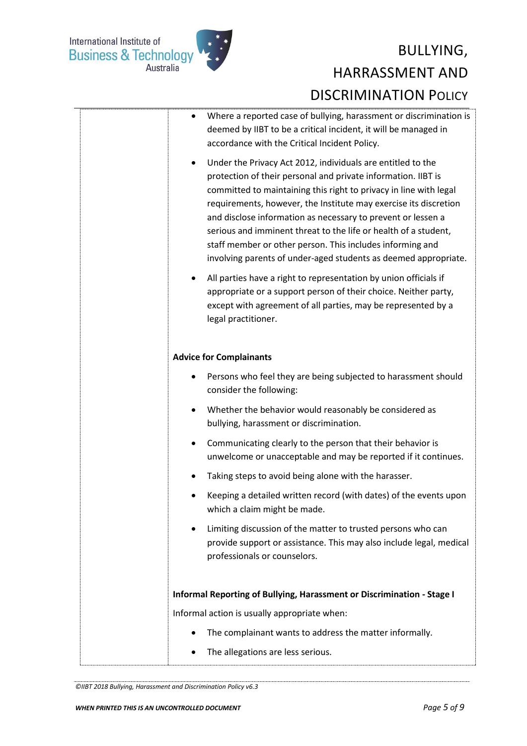- Where a reported case of bullying, harassment or discrimination is deemed by IIBT to be a critical incident, it will be managed in accordance with the Critical Incident Policy.
- Under the Privacy Act 2012, individuals are entitled to the protection of their personal and private information. IIBT is committed to maintaining this right to privacy in line with legal requirements, however, the Institute may exercise its discretion and disclose information as necessary to prevent or lessen a serious and imminent threat to the life or health of a student, staff member or other person. This includes informing and involving parents of under-aged students as deemed appropriate.
- All parties have a right to representation by union officials if appropriate or a support person of their choice. Neither party, except with agreement of all parties, may be represented by a legal practitioner.

**Advice for Complainants**

- Persons who feel they are being subjected to harassment should consider the following:
- Whether the behavior would reasonably be considered as bullying, harassment or discrimination.
- Communicating clearly to the person that their behavior is unwelcome or unacceptable and may be reported if it continues.
- Taking steps to avoid being alone with the harasser.
- Keeping a detailed written record (with dates) of the events upon which a claim might be made.
- Limiting discussion of the matter to trusted persons who can provide support or assistance. This may also include legal, medical professionals or counselors.

**Informal Reporting of Bullying, Harassment or Discrimination - Stage I**

Informal action is usually appropriate when:

- The complainant wants to address the matter informally.
- The allegations are less serious.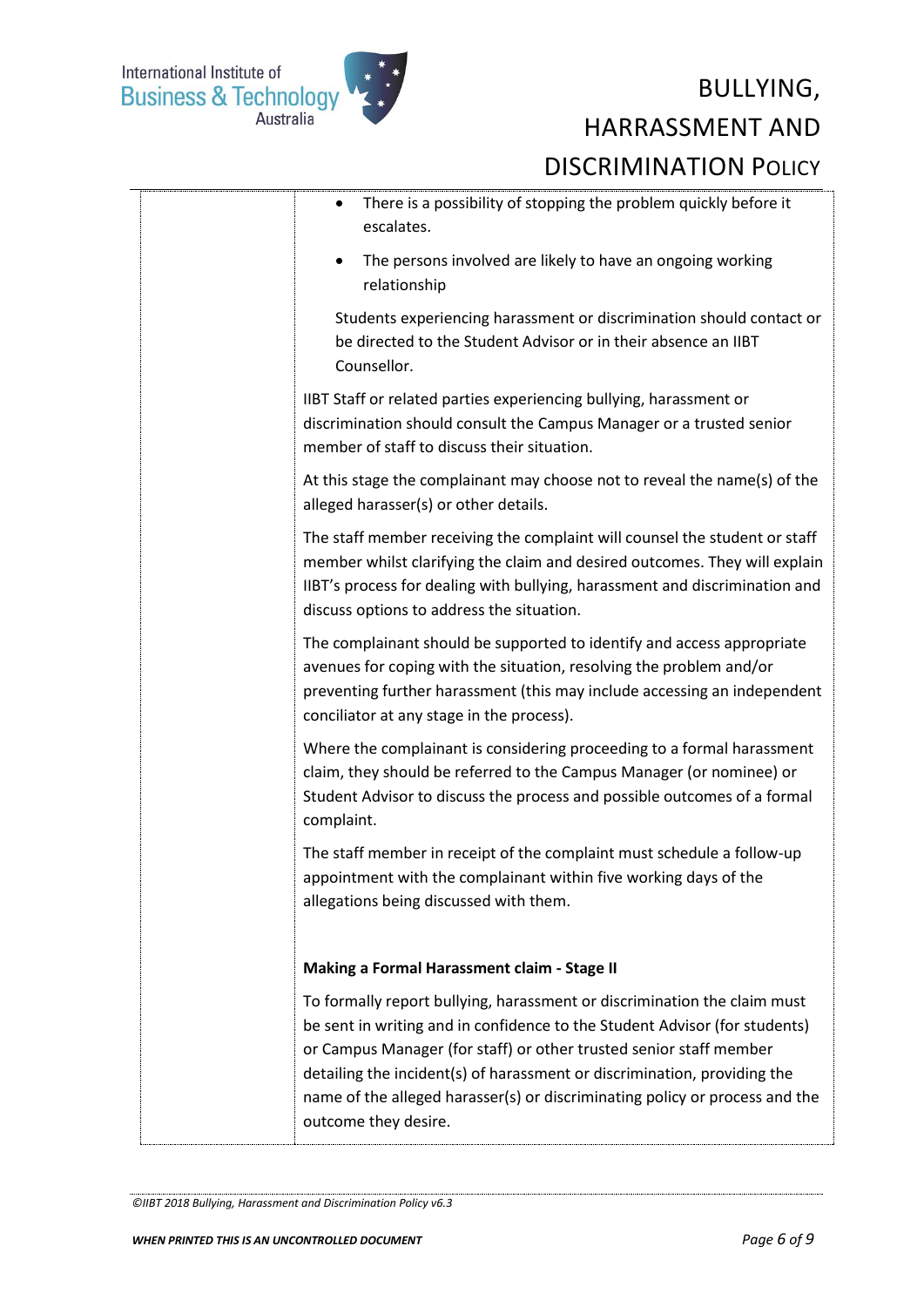- There is a possibility of stopping the problem quickly before it escalates.
- The persons involved are likely to have an ongoing working relationship

Students experiencing harassment or discrimination should contact or be directed to the Student Advisor or in their absence an IIBT Counsellor.

IIBT Staff or related parties experiencing bullying, harassment or discrimination should consult the Campus Manager or a trusted senior member of staff to discuss their situation.

At this stage the complainant may choose not to reveal the name(s) of the alleged harasser(s) or other details.

The staff member receiving the complaint will counsel the student or staff member whilst clarifying the claim and desired outcomes. They will explain IIBT's process for dealing with bullying, harassment and discrimination and discuss options to address the situation.

The complainant should be supported to identify and access appropriate avenues for coping with the situation, resolving the problem and/or preventing further harassment (this may include accessing an independent conciliator at any stage in the process).

Where the complainant is considering proceeding to a formal harassment claim, they should be referred to the Campus Manager (or nominee) or Student Advisor to discuss the process and possible outcomes of a formal complaint.

The staff member in receipt of the complaint must schedule a follow-up appointment with the complainant within five working days of the allegations being discussed with them.

**Making a Formal Harassment claim - Stage II**

To formally report bullying, harassment or discrimination the claim must be sent in writing and in confidence to the Student Advisor (for students) or Campus Manager (for staff) or other trusted senior staff member detailing the incident(s) of harassment or discrimination, providing the name of the alleged harasser(s) or discriminating policy or process and the outcome they desire.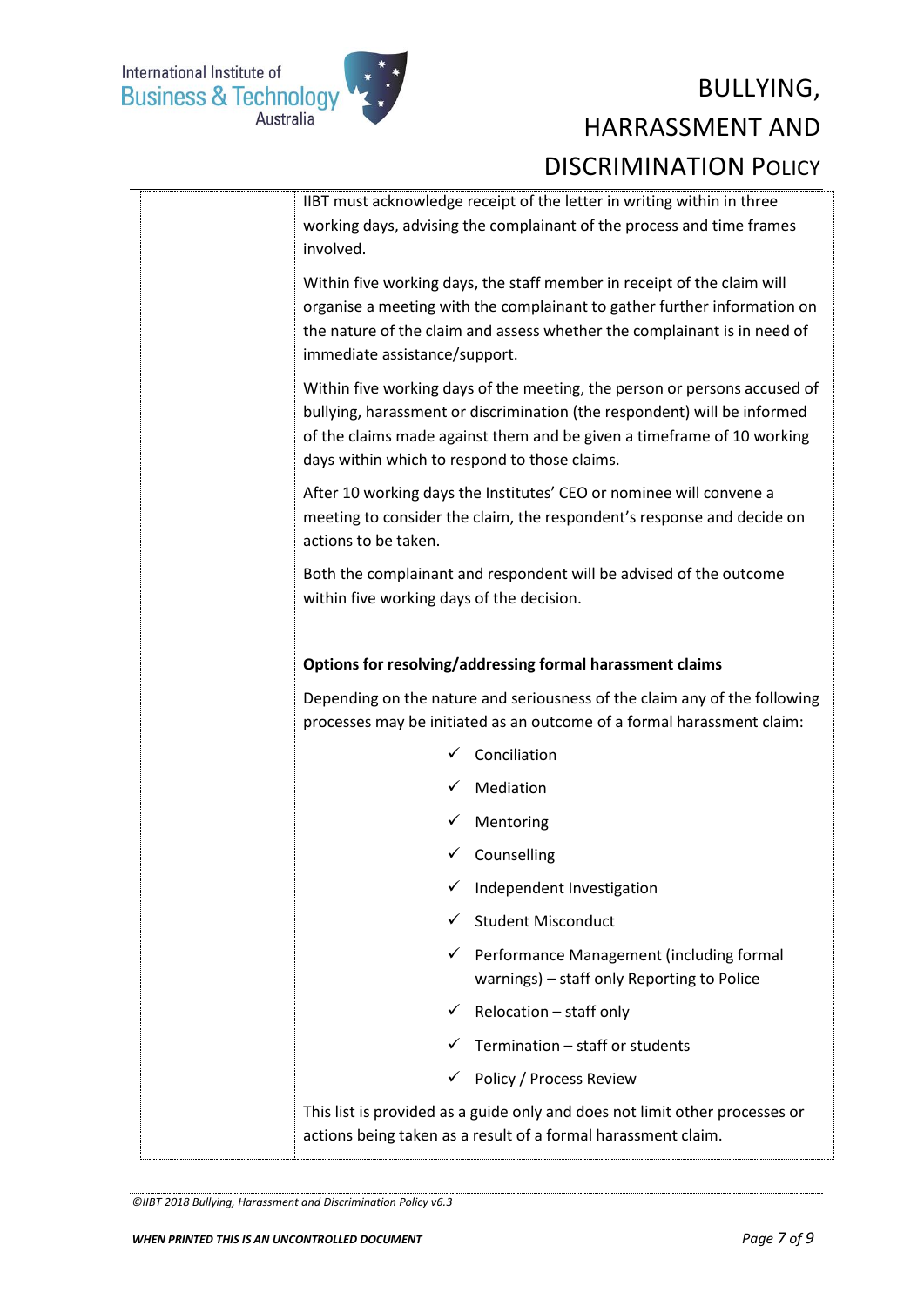IIBT must acknowledge receipt of the letter in writing within in three working days, advising the complainant of the process and time frames involved.

Within five working days, the staff member in receipt of the claim will organise a meeting with the complainant to gather further information on the nature of the claim and assess whether the complainant is in need of immediate assistance/support.

Within five working days of the meeting, the person or persons accused of bullying, harassment or discrimination (the respondent) will be informed of the claims made against them and be given a timeframe of 10 working days within which to respond to those claims.

After 10 working days the Institutes' CEO or nominee will convene a meeting to consider the claim, the respondent's response and decide on actions to be taken.

Both the complainant and respondent will be advised of the outcome within five working days of the decision.

**Options for resolving/addressing formal harassment claims**

Depending on the nature and seriousness of the claim any of the following processes may be initiated as an outcome of a formal harassment claim:

- ✓ Conciliation
- ✓ Mediation
- ✓ Mentoring
- ✓ Counselling
- ✓ Independent Investigation
- ✓ Student Misconduct
- ✓ Performance Management (including formal warnings) – staff only Reporting to Police
- ✓ Relocation – staff only
- ✓ Termination – staff or students
- ✓ Policy / Process Review

This list is provided as a guide only and does not limit other processes or actions being taken as a result of a formal harassment claim.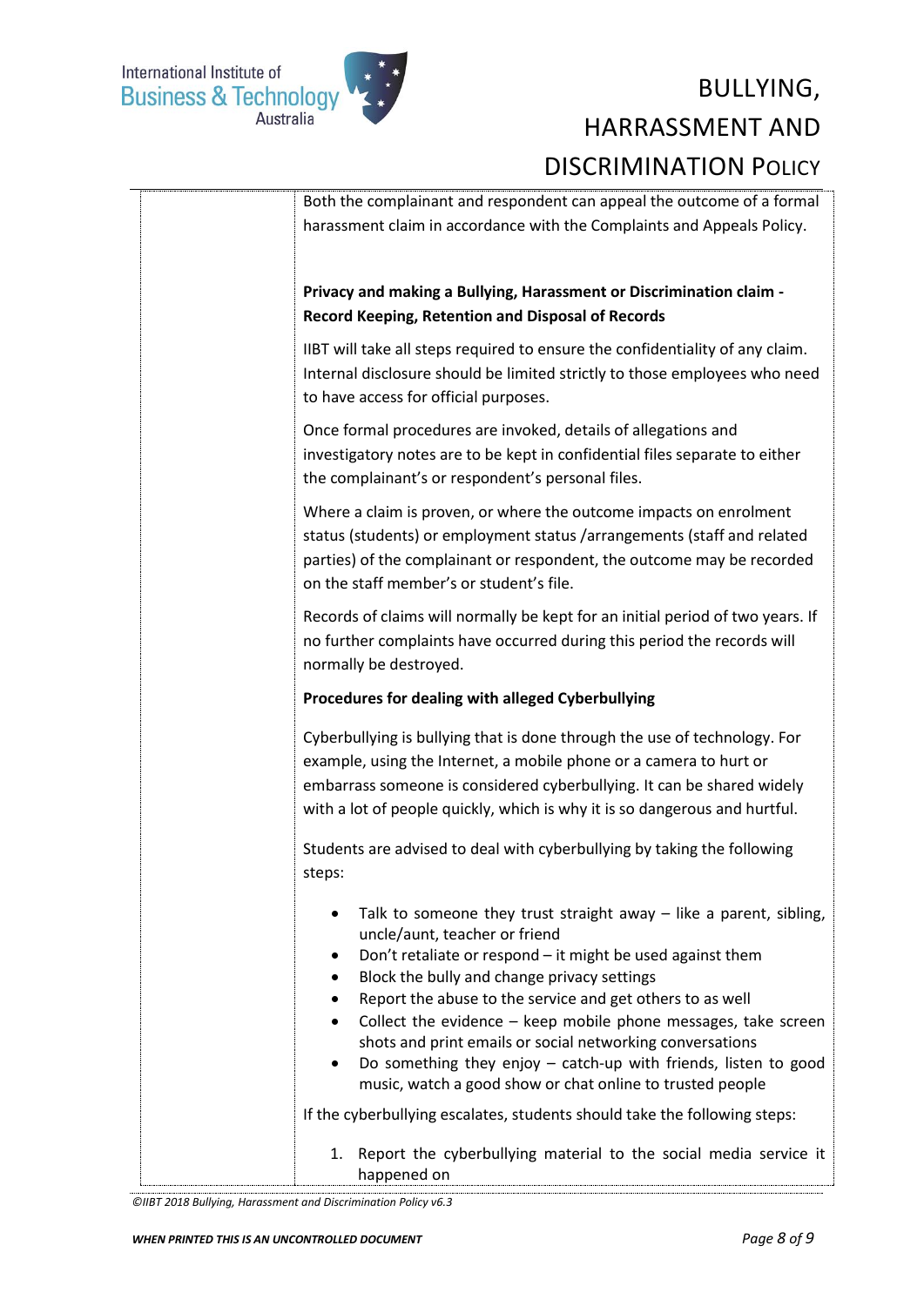Both the complainant and respondent can appeal the outcome of a formal harassment claim in accordance with the Complaints and Appeals Policy.

**Privacy and making a Bullying, Harassment or Discrimination claim - Record Keeping, Retention and Disposal of Records**

IIBT will take all steps required to ensure the confidentiality of any claim. Internal disclosure should be limited strictly to those employees who need to have access for official purposes.

Once formal procedures are invoked, details of allegations and investigatory notes are to be kept in confidential files separate to either the complainant's or respondent's personal files.

Where a claim is proven, or where the outcome impacts on enrolment status (students) or employment status /arrangements (staff and related parties) of the complainant or respondent, the outcome may be recorded on the staff member's or student's file.

Records of claims will normally be kept for an initial period of two years. If no further complaints have occurred during this period the records will normally be destroyed.

**Procedures for dealing with alleged Cyberbullying**

Cyberbullying is bullying that is done through the use of technology. For example, using the Internet, a mobile phone or a camera to hurt or embarrass someone is considered cyberbullying. It can be shared widely with a lot of people quickly, which is why it is so dangerous and hurtful.

Students are advised to deal with cyberbullying by taking the following steps:

- Talk to someone they trust straight away – like a parent, sibling, uncle/aunt, teacher or friend
- Don't retaliate or respond – it might be used against them
- Block the bully and change privacy settings
- Report the abuse to the service and get others to as well
- Collect the evidence – keep mobile phone messages, take screen shots and print emails or social networking conversations
- Do something they enjoy – catch-up with friends, listen to good music, watch a good show or chat online to trusted people

If the cyberbullying escalates, students should take the following steps:

1. Report the cyberbullying material to the social media service it happened on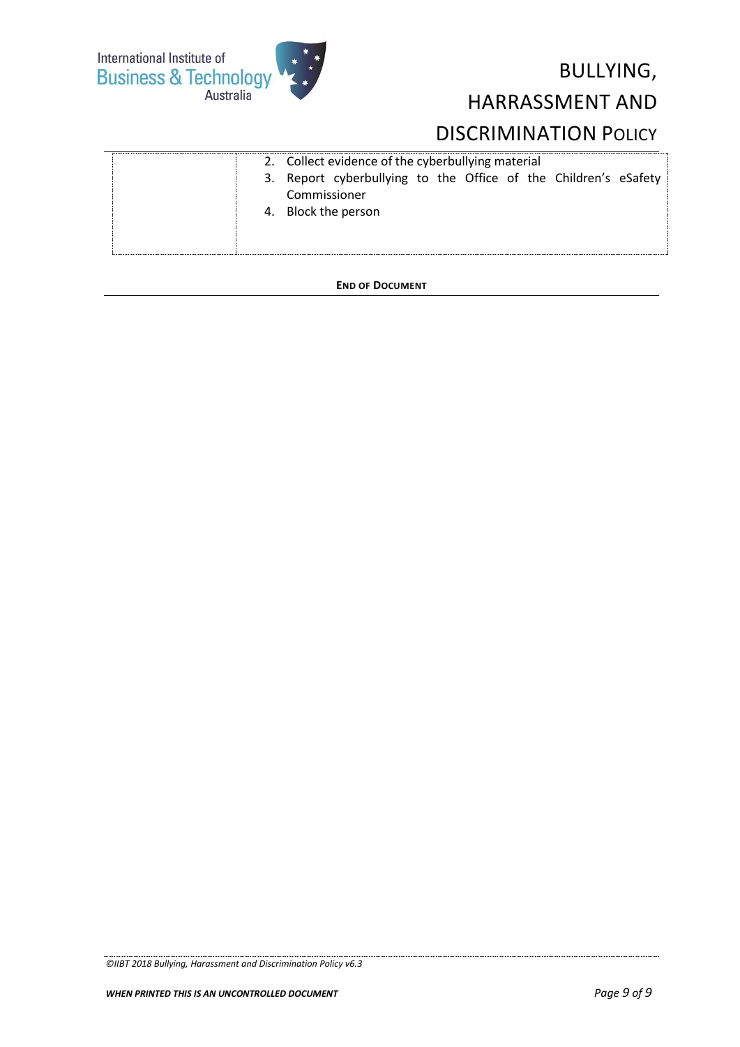| | |
|---|---|
| | 2. Collect evidence of the cyberbullying material<br>3. Report cyberbullying to the Office of the Children's eSafety Commissioner<br>4. Block the person |

**END OF DOCUMENT**